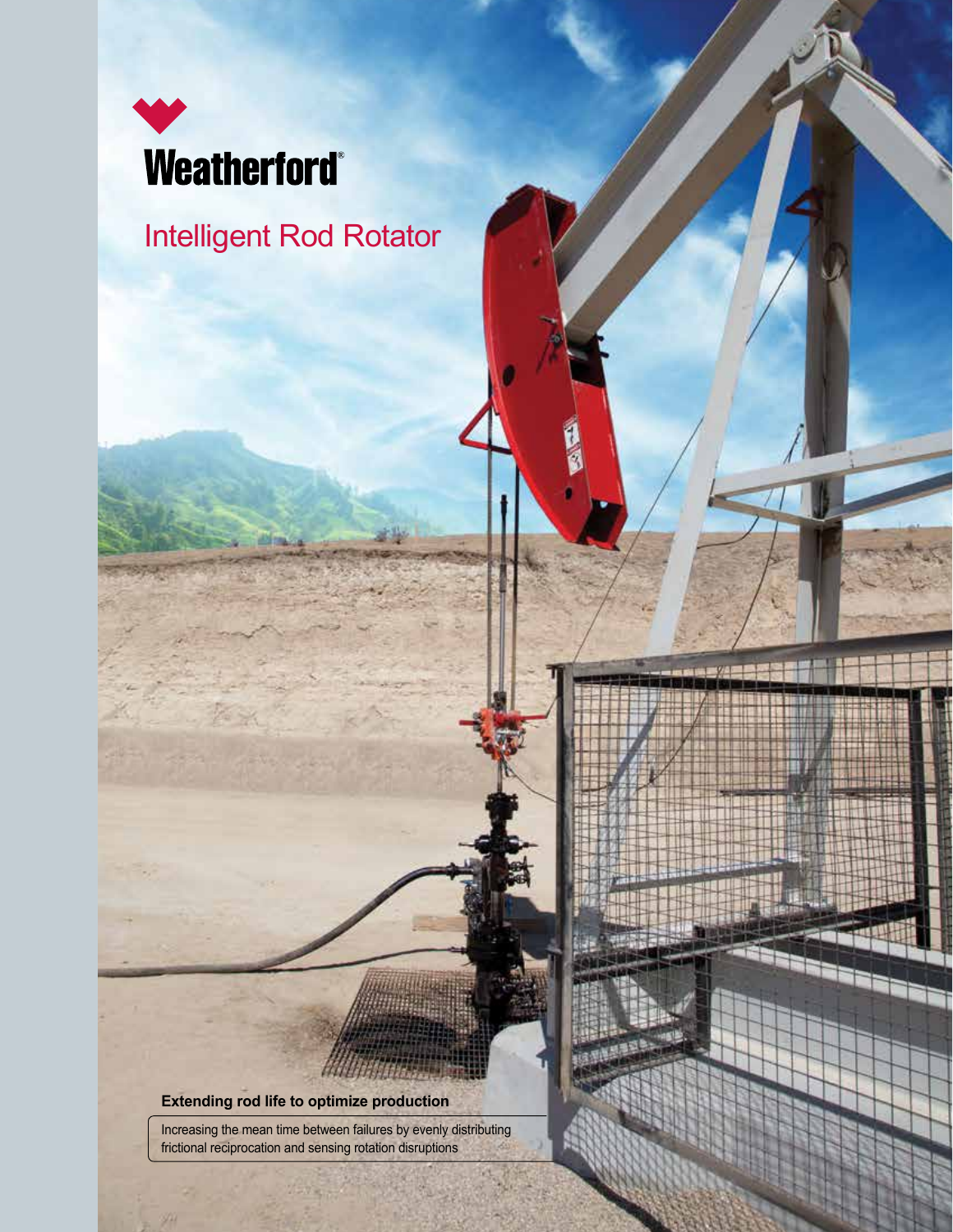Weatherford®

# Intelligent Rod Rotator

**Extending rod life to optimize production**

Increasing the mean time between failures by evenly distributing frictional reciprocation and sensing rotation disruptions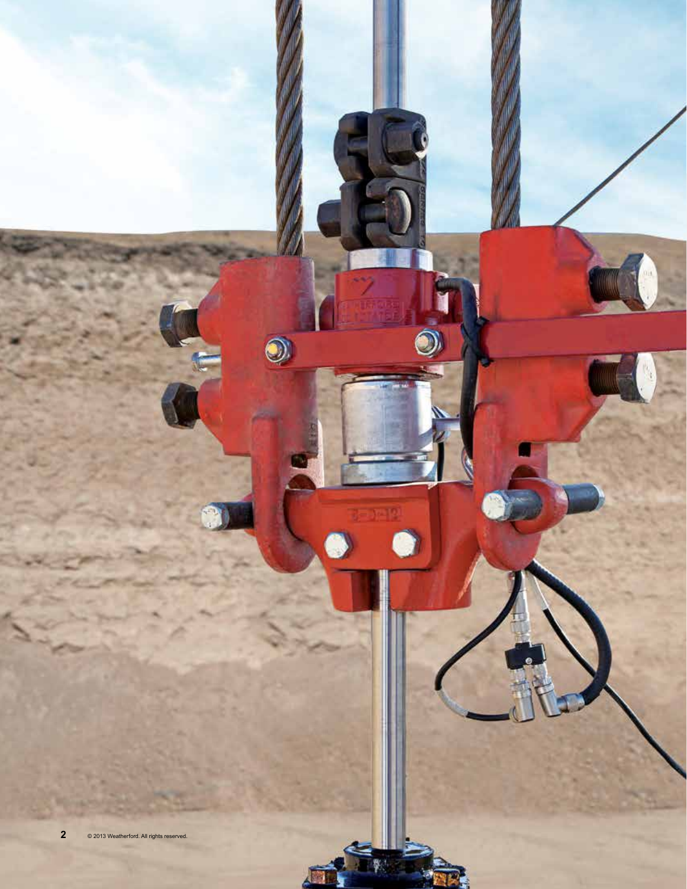© 2013 Weatherford. All rights reserved.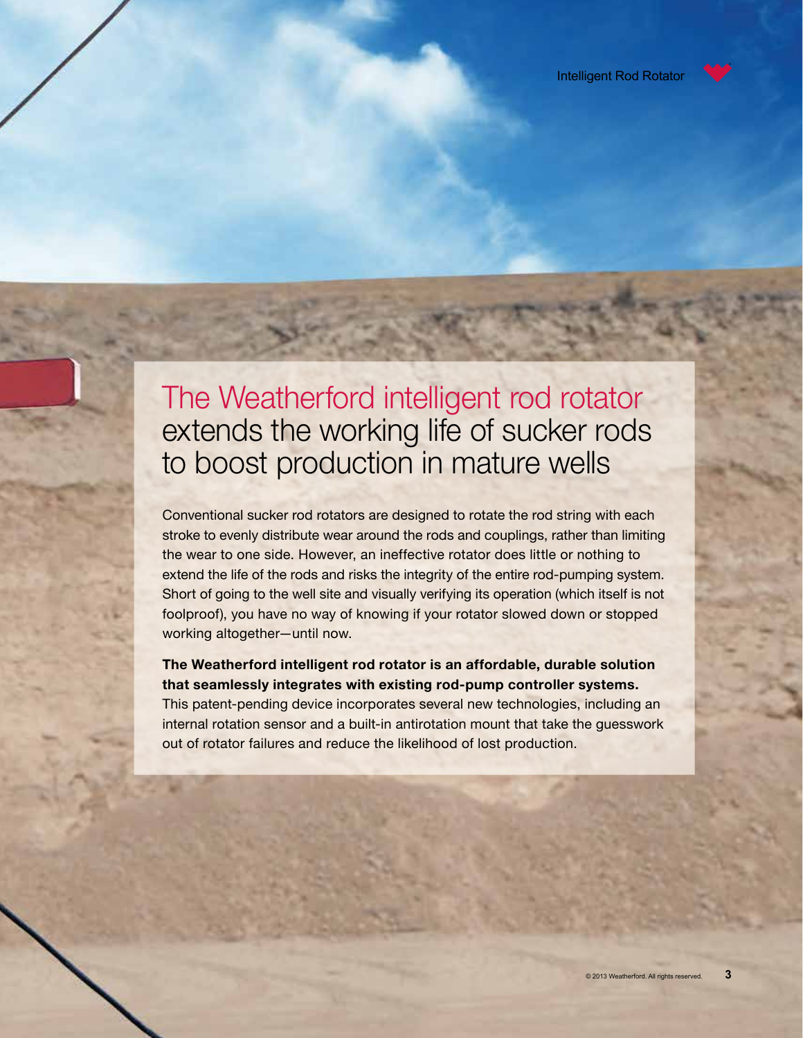# The Weatherford intelligent rod rotator extends the working life of sucker rods to boost production in mature wells

Conventional sucker rod rotators are designed to rotate the rod string with each stroke to evenly distribute wear around the rods and couplings, rather than limiting the wear to one side. However, an ineffective rotator does little or nothing to extend the life of the rods and risks the integrity of the entire rod-pumping system. Short of going to the well site and visually verifying its operation (which itself is not foolproof), you have no way of knowing if your rotator slowed down or stopped working altogether—until now.

**The Weatherford intelligent rod rotator is an affordable, durable solution that seamlessly integrates with existing rod-pump controller systems.** This patent-pending device incorporates several new technologies, including an internal rotation sensor and a built-in antirotation mount that take the guesswork out of rotator failures and reduce the likelihood of lost production.

© 2013 Weatherford. All rights reserved.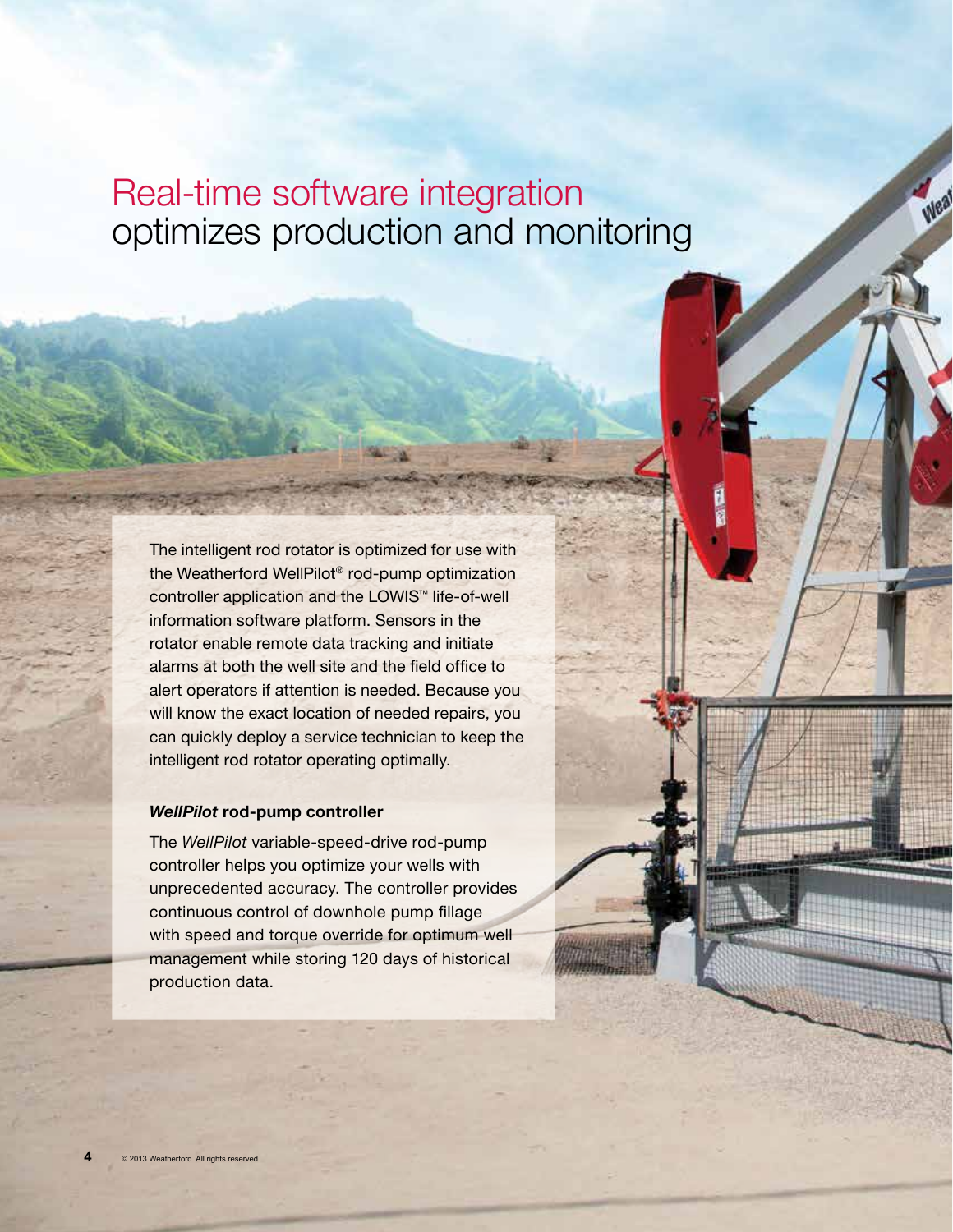# Real-time software integration optimizes production and monitoring

The intelligent rod rotator is optimized for use with the Weatherford WellPilot® rod-pump optimization controller application and the LOWIS™ life-of-well information software platform. Sensors in the rotator enable remote data tracking and initiate alarms at both the well site and the field office to alert operators if attention is needed. Because you will know the exact location of needed repairs, you can quickly deploy a service technician to keep the intelligent rod rotator operating optimally.

## *WellPilot* rod-pump controller

The *WellPilot* variable-speed-drive rod-pump controller helps you optimize your wells with unprecedented accuracy. The controller provides continuous control of downhole pump fillage with speed and torque override for optimum well management while storing 120 days of historical production data.

© 2013 Weatherford. All rights reserved.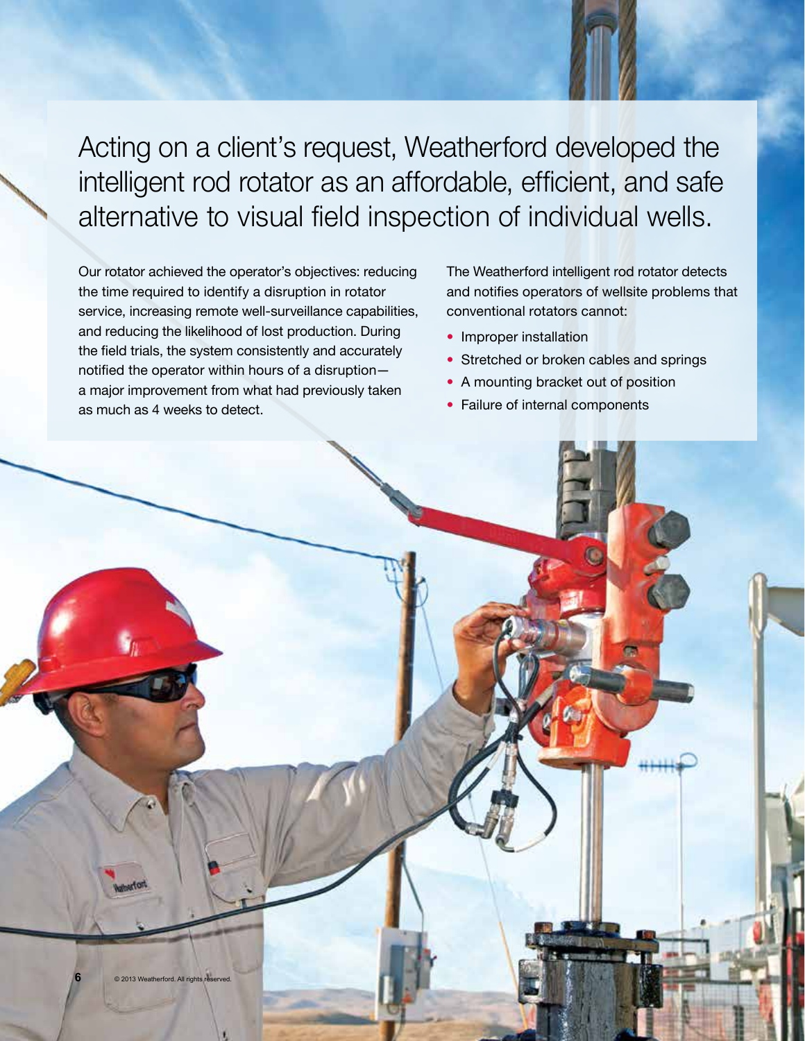# Acting on a client's request, Weatherford developed the intelligent rod rotator as an affordable, efficient, and safe alternative to visual field inspection of individual wells.

Our rotator achieved the operator's objectives: reducing the time required to identify a disruption in rotator service, increasing remote well-surveillance capabilities, and reducing the likelihood of lost production. During the field trials, the system consistently and accurately notified the operator within hours of a disruption—a major improvement from what had previously taken as much as 4 weeks to detect.

The Weatherford intelligent rod rotator detects and notifies operators of wellsite problems that conventional rotators cannot:

- Improper installation
- Stretched or broken cables and springs
- A mounting bracket out of position
- Failure of internal components

© 2013 Weatherford. All rights reserved.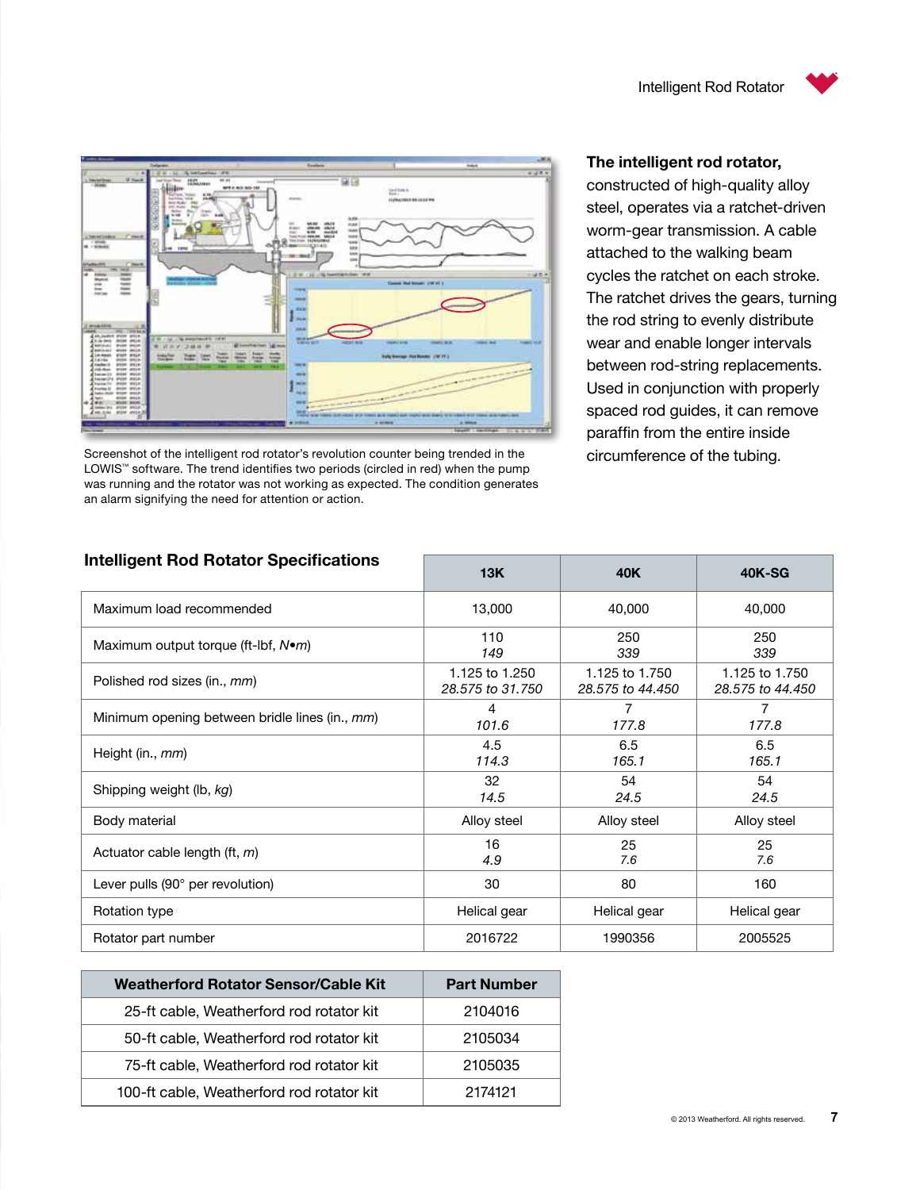Screenshot of the intelligent rod rotator's revolution counter being trended in the LOWIS™ software. The trend identifies two periods (circled in red) when the pump was running and the rotator was not working as expected. The condition generates an alarm signifying the need for attention or action.

**The intelligent rod rotator,** constructed of high-quality alloy steel, operates via a ratchet-driven worm-gear transmission. A cable attached to the walking beam cycles the ratchet on each stroke. The ratchet drives the gears, turning the rod string to evenly distribute wear and enable longer intervals between rod-string replacements. Used in conjunction with properly spaced rod guides, it can remove paraffin from the entire inside circumference of the tubing.

## Intelligent Rod Rotator Specifications

| | 13K | 40K | 40K-SG |
|---|---|---|---|
| Maximum load recommended | 13,000 | 40,000 | 40,000 |
| Maximum output torque (ft-lbf, *N•m*) | 110<br>*149* | 250<br>*339* | 250<br>*339* |
| Polished rod sizes (in., *mm*) | 1.125 to 1.250<br>*28.575 to 31.750* | 1.125 to 1.750<br>*28.575 to 44.450* | 1.125 to 1.750<br>*28.575 to 44.450* |
| Minimum opening between bridle lines (in., *mm*) | 4<br>*101.6* | 7<br>*177.8* | 7<br>*177.8* |
| Height (in., *mm*) | 4.5<br>*114.3* | 6.5<br>*165.1* | 6.5<br>*165.1* |
| Shipping weight (lb, *kg*) | 32<br>*14.5* | 54<br>*24.5* | 54<br>*24.5* |
| Body material | Alloy steel | Alloy steel | Alloy steel |
| Actuator cable length (ft, *m*) | 16<br>*4.9* | 25<br>*7.6* | 25<br>*7.6* |
| Lever pulls (90° per revolution) | 30 | 80 | 160 |
| Rotation type | Helical gear | Helical gear | Helical gear |
| Rotator part number | 2016722 | 1990356 | 2005525 |

| Weatherford Rotator Sensor/Cable Kit | Part Number |
|---|---|
| 25-ft cable, Weatherford rod rotator kit | 2104016 |
| 50-ft cable, Weatherford rod rotator kit | 2105034 |
| 75-ft cable, Weatherford rod rotator kit | 2105035 |
| 100-ft cable, Weatherford rod rotator kit | 2174121 |

© 2013 Weatherford. All rights reserved.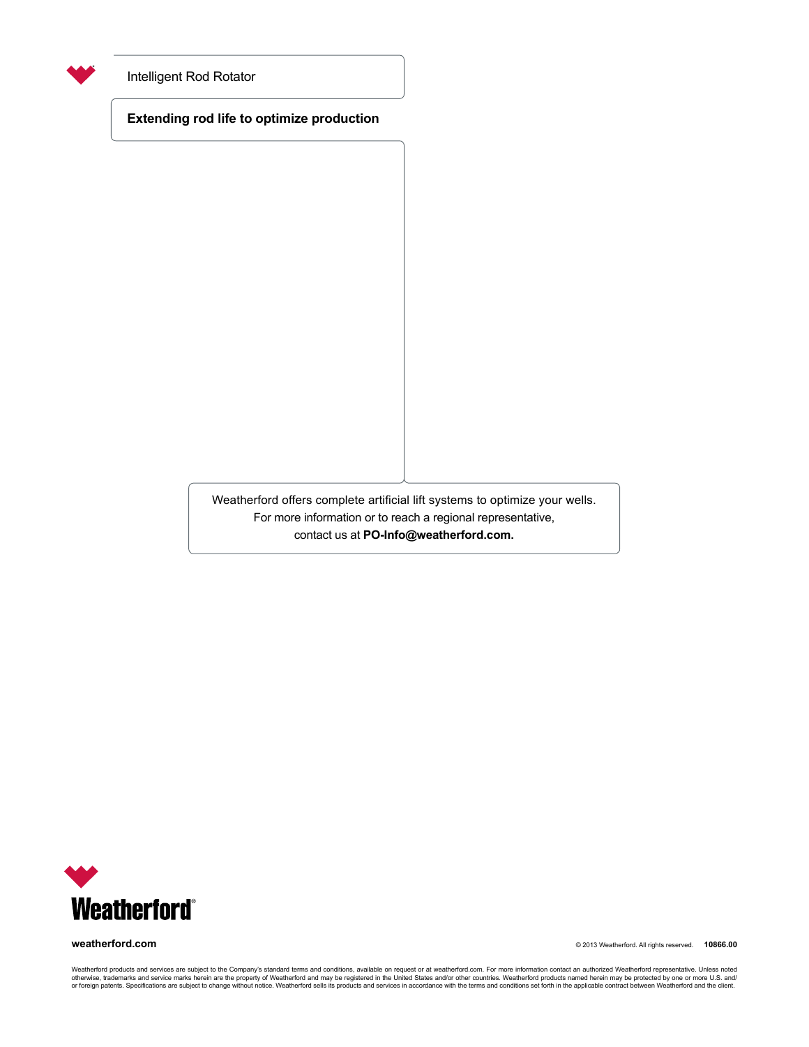Intelligent Rod Rotator

**Extending rod life to optimize production**

Weatherford offers complete artificial lift systems to optimize your wells.
For more information or to reach a regional representative,
contact us at **PO-Info@weatherford.com.**

Weatherford®

**weatherford.com**

© 2013 Weatherford. All rights reserved. **10866.00**

Weatherford products and services are subject to the Company's standard terms and conditions, available on request or at weatherford.com. For more information contact an authorized Weatherford representative. Unless noted otherwise, trademarks and service marks herein are the property of Weatherford and may be registered in the United States and/or other countries. Weatherford products named herein may be protected by one or more U.S. and/or foreign patents. Specifications are subject to change without notice. Weatherford sells its products and services in accordance with the terms and conditions set forth in the applicable contract between Weatherford and the client.